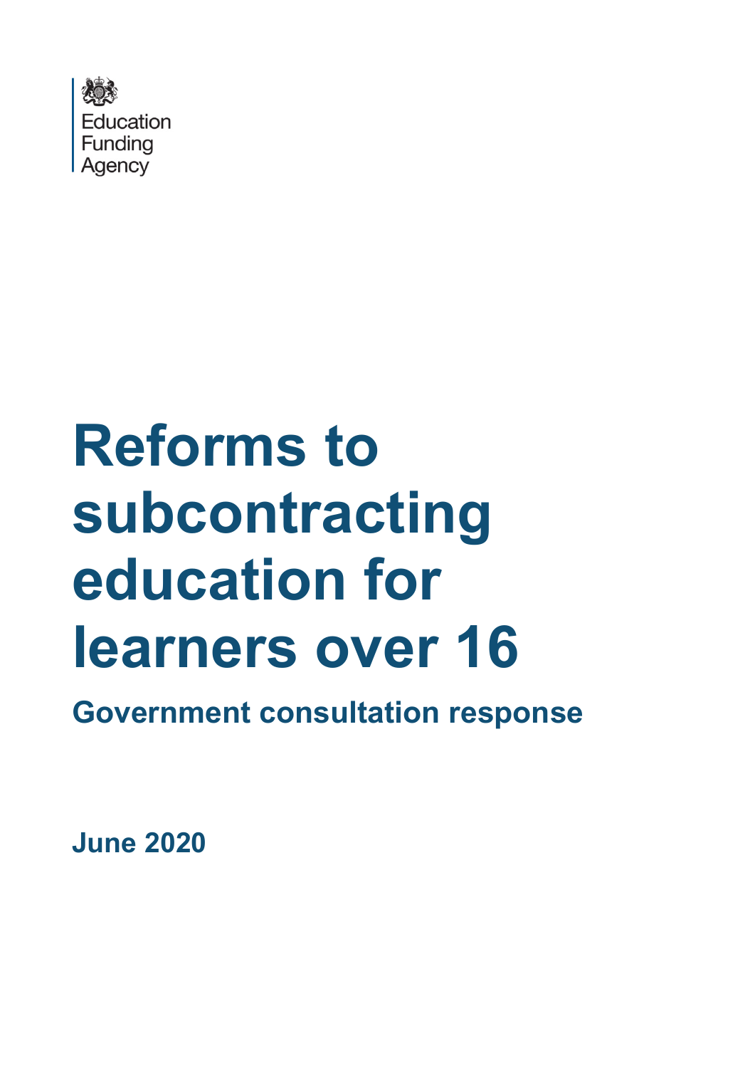Education Funding Agency

# Reforms to subcontracting education for learners over 16

## Government consultation response

**June 2020**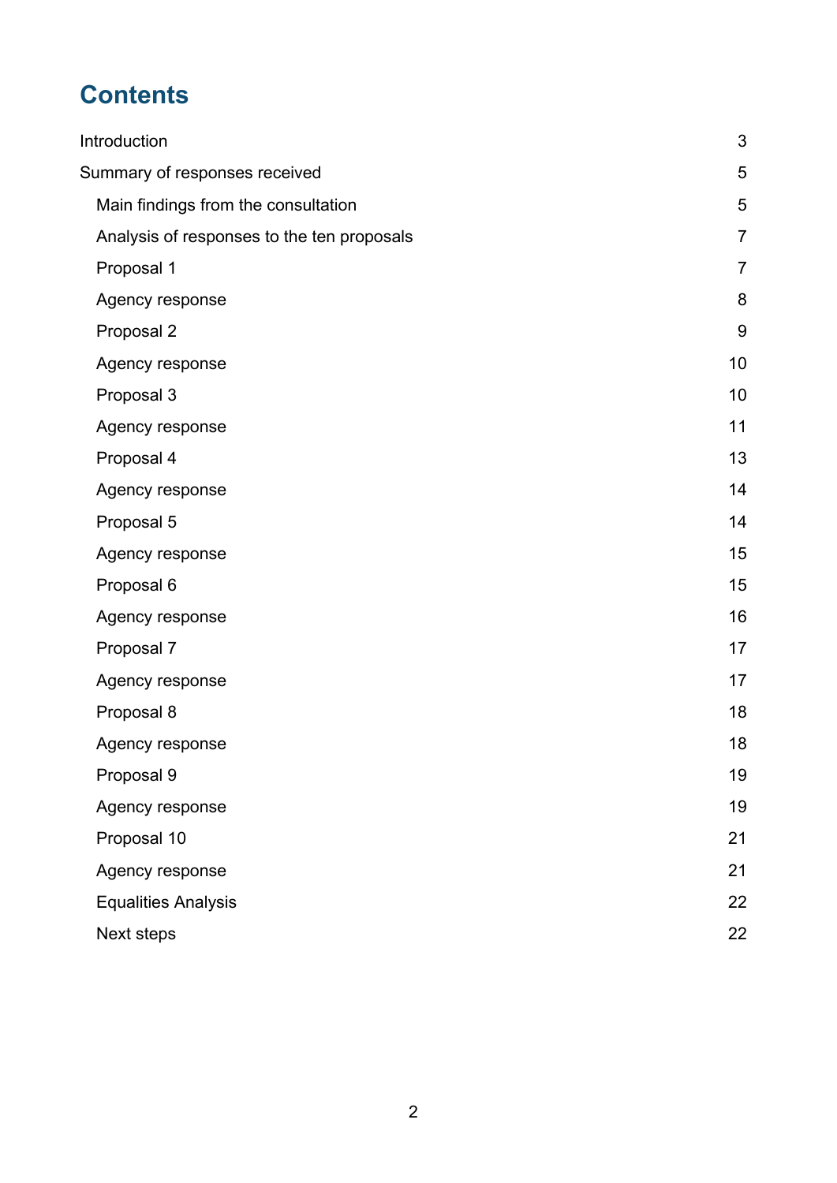# Contents

Introduction 3

Summary of responses received 5

- Main findings from the consultation 5
- Analysis of responses to the ten proposals 7
- Proposal 1 7
- Agency response 8
- Proposal 2 9
- Agency response 10
- Proposal 3 10
- Agency response 11
- Proposal 4 13
- Agency response 14
- Proposal 5 14
- Agency response 15
- Proposal 6 15
- Agency response 16
- Proposal 7 17
- Agency response 17
- Proposal 8 18
- Agency response 18
- Proposal 9 19
- Agency response 19
- Proposal 10 21
- Agency response 21
- Equalities Analysis 22
- Next steps 22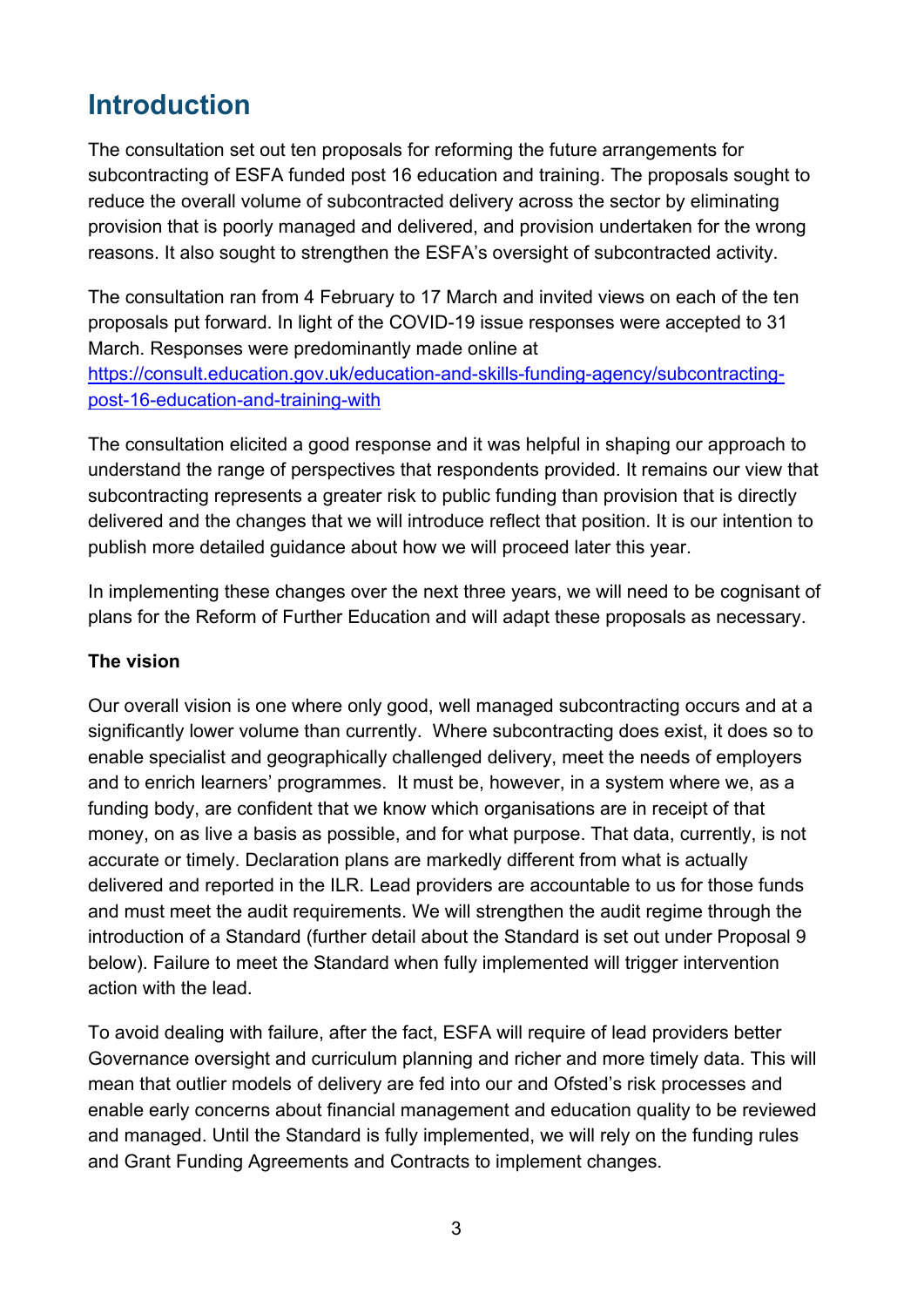# Introduction

The consultation set out ten proposals for reforming the future arrangements for subcontracting of ESFA funded post 16 education and training. The proposals sought to reduce the overall volume of subcontracted delivery across the sector by eliminating provision that is poorly managed and delivered, and provision undertaken for the wrong reasons. It also sought to strengthen the ESFA's oversight of subcontracted activity.

The consultation ran from 4 February to 17 March and invited views on each of the ten proposals put forward. In light of the COVID-19 issue responses were accepted to 31 March. Responses were predominantly made online at [https://consult.education.gov.uk/education-and-skills-funding-agency/subcontracting-post-16-education-and-training-with](https://consult.education.gov.uk/education-and-skills-funding-agency/subcontracting-post-16-education-and-training-with)

The consultation elicited a good response and it was helpful in shaping our approach to understand the range of perspectives that respondents provided. It remains our view that subcontracting represents a greater risk to public funding than provision that is directly delivered and the changes that we will introduce reflect that position. It is our intention to publish more detailed guidance about how we will proceed later this year.

In implementing these changes over the next three years, we will need to be cognisant of plans for the Reform of Further Education and will adapt these proposals as necessary.

**The vision**

Our overall vision is one where only good, well managed subcontracting occurs and at a significantly lower volume than currently. Where subcontracting does exist, it does so to enable specialist and geographically challenged delivery, meet the needs of employers and to enrich learners' programmes. It must be, however, in a system where we, as a funding body, are confident that we know which organisations are in receipt of that money, on as live a basis as possible, and for what purpose. That data, currently, is not accurate or timely. Declaration plans are markedly different from what is actually delivered and reported in the ILR. Lead providers are accountable to us for those funds and must meet the audit requirements. We will strengthen the audit regime through the introduction of a Standard (further detail about the Standard is set out under Proposal 9 below). Failure to meet the Standard when fully implemented will trigger intervention action with the lead.

To avoid dealing with failure, after the fact, ESFA will require of lead providers better Governance oversight and curriculum planning and richer and more timely data. This will mean that outlier models of delivery are fed into our and Ofsted's risk processes and enable early concerns about financial management and education quality to be reviewed and managed. Until the Standard is fully implemented, we will rely on the funding rules and Grant Funding Agreements and Contracts to implement changes.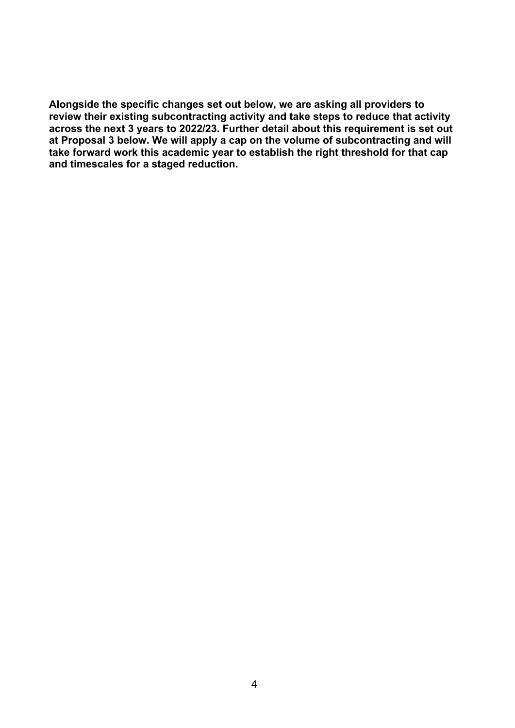**Alongside the specific changes set out below, we are asking all providers to review their existing subcontracting activity and take steps to reduce that activity across the next 3 years to 2022/23. Further detail about this requirement is set out at Proposal 3 below. We will apply a cap on the volume of subcontracting and will take forward work this academic year to establish the right threshold for that cap and timescales for a staged reduction.**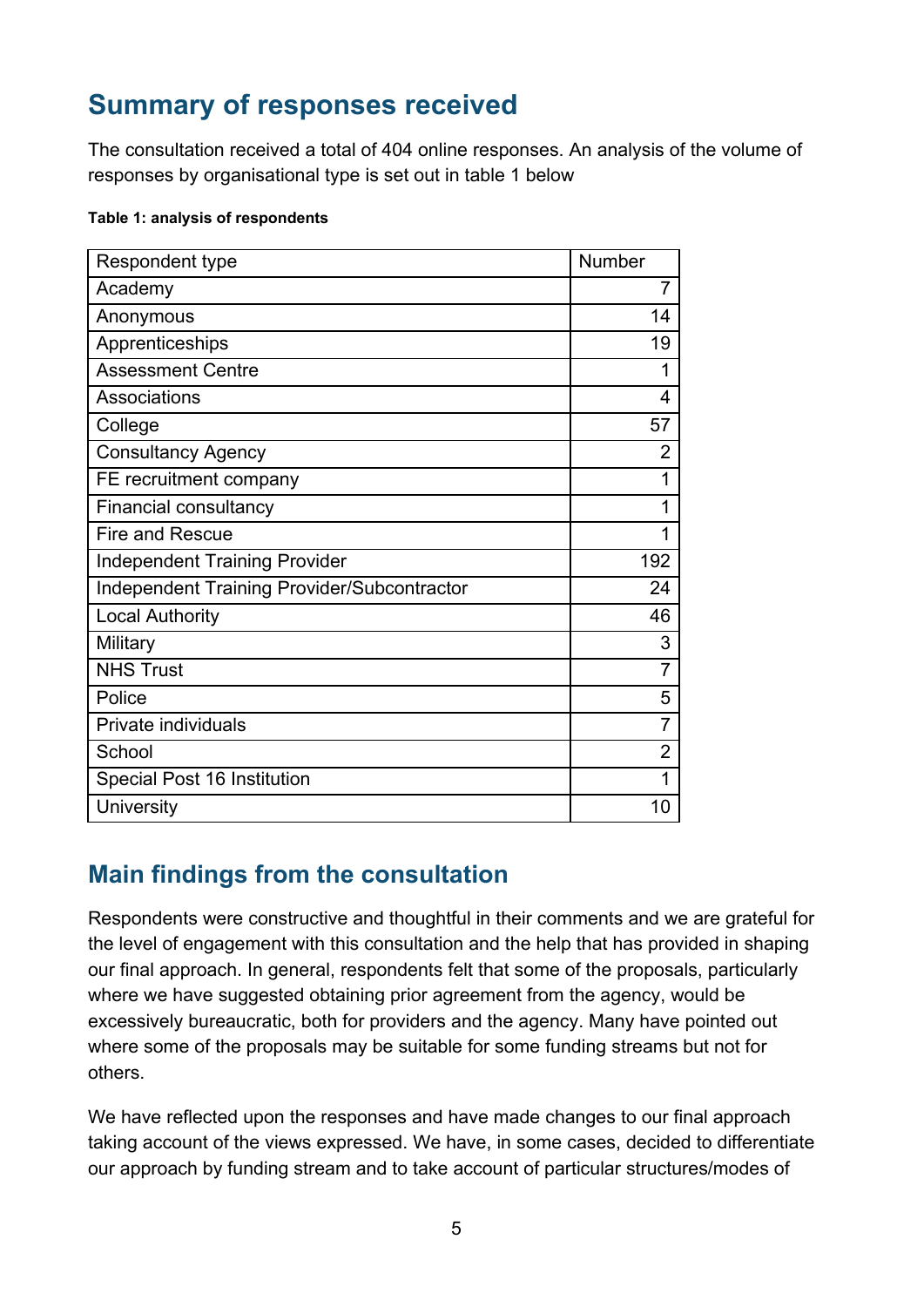## Summary of responses received

The consultation received a total of 404 online responses. An analysis of the volume of responses by organisational type is set out in table 1 below

**Table 1: analysis of respondents**

| Respondent type | Number |
|---|---|
| Academy | 7 |
| Anonymous | 14 |
| Apprenticeships | 19 |
| Assessment Centre | 1 |
| Associations | 4 |
| College | 57 |
| Consultancy Agency | 2 |
| FE recruitment company | 1 |
| Financial consultancy | 1 |
| Fire and Rescue | 1 |
| Independent Training Provider | 192 |
| Independent Training Provider/Subcontractor | 24 |
| Local Authority | 46 |
| Military | 3 |
| NHS Trust | 7 |
| Police | 5 |
| Private individuals | 7 |
| School | 2 |
| Special Post 16 Institution | 1 |
| University | 10 |

## Main findings from the consultation

Respondents were constructive and thoughtful in their comments and we are grateful for the level of engagement with this consultation and the help that has provided in shaping our final approach. In general, respondents felt that some of the proposals, particularly where we have suggested obtaining prior agreement from the agency, would be excessively bureaucratic, both for providers and the agency. Many have pointed out where some of the proposals may be suitable for some funding streams but not for others.

We have reflected upon the responses and have made changes to our final approach taking account of the views expressed. We have, in some cases, decided to differentiate our approach by funding stream and to take account of particular structures/modes of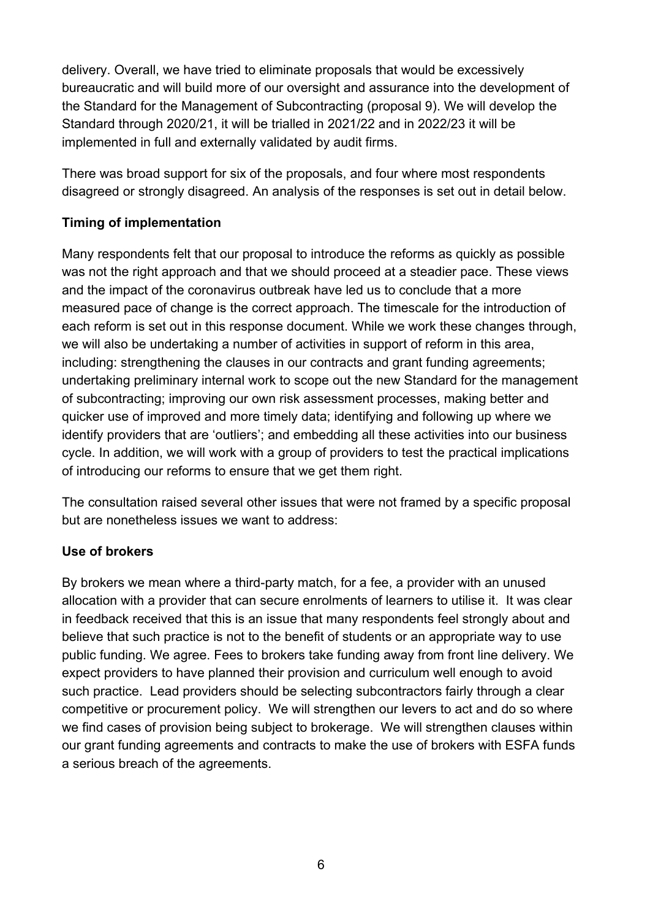delivery. Overall, we have tried to eliminate proposals that would be excessively bureaucratic and will build more of our oversight and assurance into the development of the Standard for the Management of Subcontracting (proposal 9). We will develop the Standard through 2020/21, it will be trialled in 2021/22 and in 2022/23 it will be implemented in full and externally validated by audit firms.

There was broad support for six of the proposals, and four where most respondents disagreed or strongly disagreed. An analysis of the responses is set out in detail below.

**Timing of implementation**

Many respondents felt that our proposal to introduce the reforms as quickly as possible was not the right approach and that we should proceed at a steadier pace. These views and the impact of the coronavirus outbreak have led us to conclude that a more measured pace of change is the correct approach. The timescale for the introduction of each reform is set out in this response document. While we work these changes through, we will also be undertaking a number of activities in support of reform in this area, including: strengthening the clauses in our contracts and grant funding agreements; undertaking preliminary internal work to scope out the new Standard for the management of subcontracting; improving our own risk assessment processes, making better and quicker use of improved and more timely data; identifying and following up where we identify providers that are 'outliers'; and embedding all these activities into our business cycle. In addition, we will work with a group of providers to test the practical implications of introducing our reforms to ensure that we get them right.

The consultation raised several other issues that were not framed by a specific proposal but are nonetheless issues we want to address:

**Use of brokers**

By brokers we mean where a third-party match, for a fee, a provider with an unused allocation with a provider that can secure enrolments of learners to utilise it. It was clear in feedback received that this is an issue that many respondents feel strongly about and believe that such practice is not to the benefit of students or an appropriate way to use public funding. We agree. Fees to brokers take funding away from front line delivery. We expect providers to have planned their provision and curriculum well enough to avoid such practice. Lead providers should be selecting subcontractors fairly through a clear competitive or procurement policy. We will strengthen our levers to act and do so where we find cases of provision being subject to brokerage. We will strengthen clauses within our grant funding agreements and contracts to make the use of brokers with ESFA funds a serious breach of the agreements.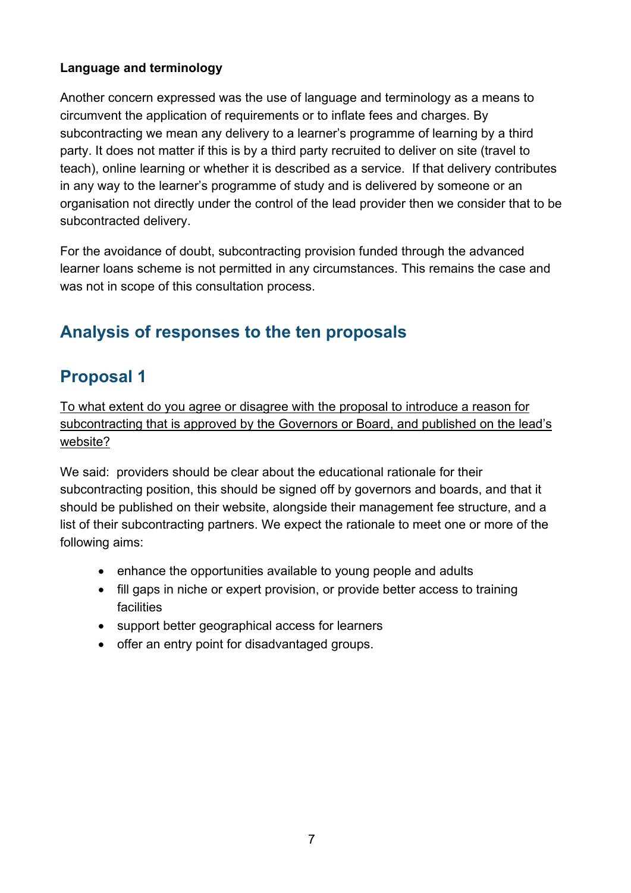**Language and terminology**

Another concern expressed was the use of language and terminology as a means to circumvent the application of requirements or to inflate fees and charges. By subcontracting we mean any delivery to a learner's programme of learning by a third party. It does not matter if this is by a third party recruited to deliver on site (travel to teach), online learning or whether it is described as a service. If that delivery contributes in any way to the learner's programme of study and is delivered by someone or an organisation not directly under the control of the lead provider then we consider that to be subcontracted delivery.

For the avoidance of doubt, subcontracting provision funded through the advanced learner loans scheme is not permitted in any circumstances. This remains the case and was not in scope of this consultation process.

## Analysis of responses to the ten proposals

## Proposal 1

<u>To what extent do you agree or disagree with the proposal to introduce a reason for subcontracting that is approved by the Governors or Board, and published on the lead's website?</u>

We said: providers should be clear about the educational rationale for their subcontracting position, this should be signed off by governors and boards, and that it should be published on their website, alongside their management fee structure, and a list of their subcontracting partners. We expect the rationale to meet one or more of the following aims:

- enhance the opportunities available to young people and adults
- fill gaps in niche or expert provision, or provide better access to training facilities
- support better geographical access for learners
- offer an entry point for disadvantaged groups.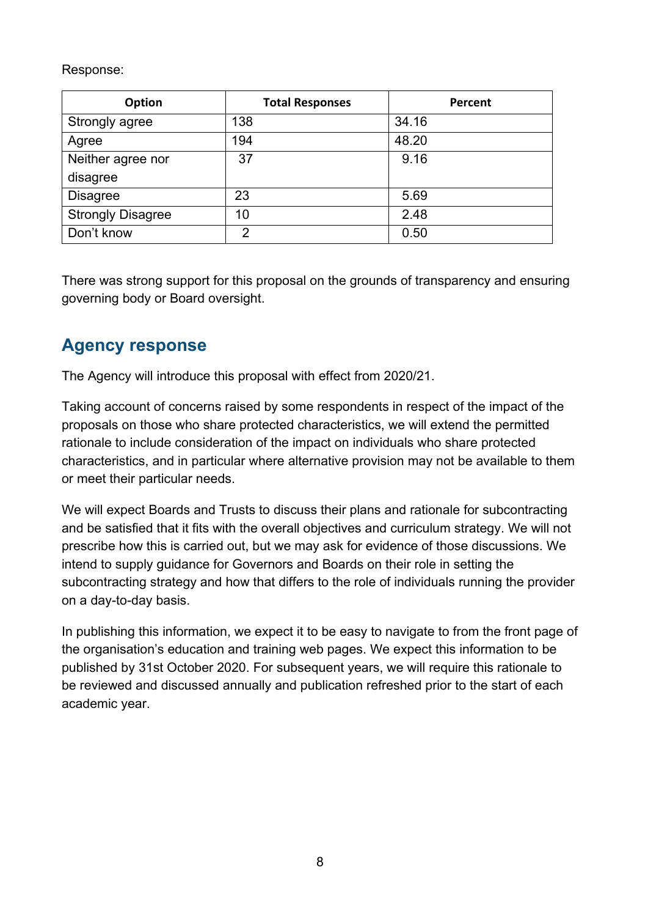Response:

| Option | Total Responses | Percent |
|---|---|---|
| Strongly agree | 138 | 34.16 |
| Agree | 194 | 48.20 |
| Neither agree nor disagree | 37 | 9.16 |
| Disagree | 23 | 5.69 |
| Strongly Disagree | 10 | 2.48 |
| Don't know | 2 | 0.50 |

There was strong support for this proposal on the grounds of transparency and ensuring governing body or Board oversight.

## Agency response

The Agency will introduce this proposal with effect from 2020/21.

Taking account of concerns raised by some respondents in respect of the impact of the proposals on those who share protected characteristics, we will extend the permitted rationale to include consideration of the impact on individuals who share protected characteristics, and in particular where alternative provision may not be available to them or meet their particular needs.

We will expect Boards and Trusts to discuss their plans and rationale for subcontracting and be satisfied that it fits with the overall objectives and curriculum strategy. We will not prescribe how this is carried out, but we may ask for evidence of those discussions. We intend to supply guidance for Governors and Boards on their role in setting the subcontracting strategy and how that differs to the role of individuals running the provider on a day-to-day basis.

In publishing this information, we expect it to be easy to navigate to from the front page of the organisation's education and training web pages. We expect this information to be published by 31st October 2020. For subsequent years, we will require this rationale to be reviewed and discussed annually and publication refreshed prior to the start of each academic year.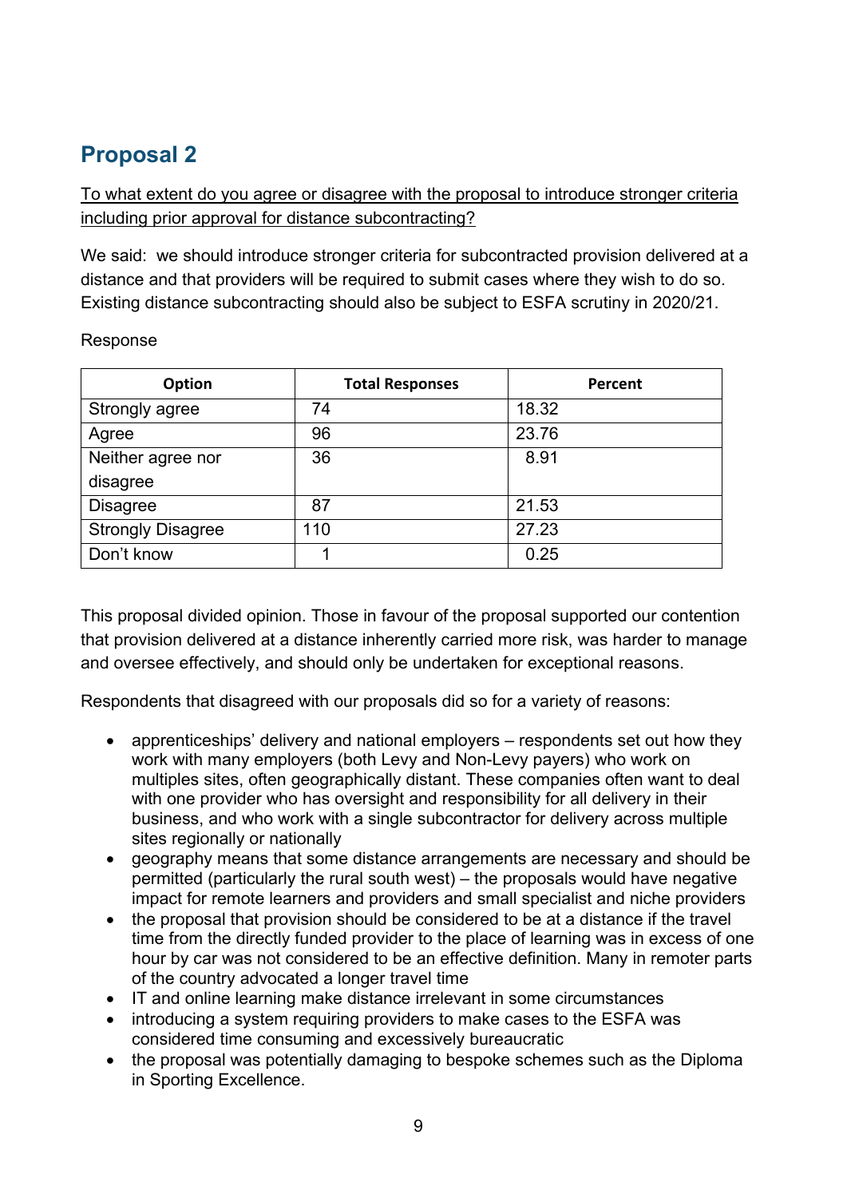## Proposal 2

To what extent do you agree or disagree with the proposal to introduce stronger criteria including prior approval for distance subcontracting?

We said: we should introduce stronger criteria for subcontracted provision delivered at a distance and that providers will be required to submit cases where they wish to do so. Existing distance subcontracting should also be subject to ESFA scrutiny in 2020/21.

Response

| Option | Total Responses | Percent |
|---|---|---|
| Strongly agree | 74 | 18.32 |
| Agree | 96 | 23.76 |
| Neither agree nor disagree | 36 | 8.91 |
| Disagree | 87 | 21.53 |
| Strongly Disagree | 110 | 27.23 |
| Don't know | 1 | 0.25 |

This proposal divided opinion. Those in favour of the proposal supported our contention that provision delivered at a distance inherently carried more risk, was harder to manage and oversee effectively, and should only be undertaken for exceptional reasons.

Respondents that disagreed with our proposals did so for a variety of reasons:

- apprenticeships' delivery and national employers – respondents set out how they work with many employers (both Levy and Non-Levy payers) who work on multiples sites, often geographically distant. These companies often want to deal with one provider who has oversight and responsibility for all delivery in their business, and who work with a single subcontractor for delivery across multiple sites regionally or nationally
- geography means that some distance arrangements are necessary and should be permitted (particularly the rural south west) – the proposals would have negative impact for remote learners and providers and small specialist and niche providers
- the proposal that provision should be considered to be at a distance if the travel time from the directly funded provider to the place of learning was in excess of one hour by car was not considered to be an effective definition. Many in remoter parts of the country advocated a longer travel time
- IT and online learning make distance irrelevant in some circumstances
- introducing a system requiring providers to make cases to the ESFA was considered time consuming and excessively bureaucratic
- the proposal was potentially damaging to bespoke schemes such as the Diploma in Sporting Excellence.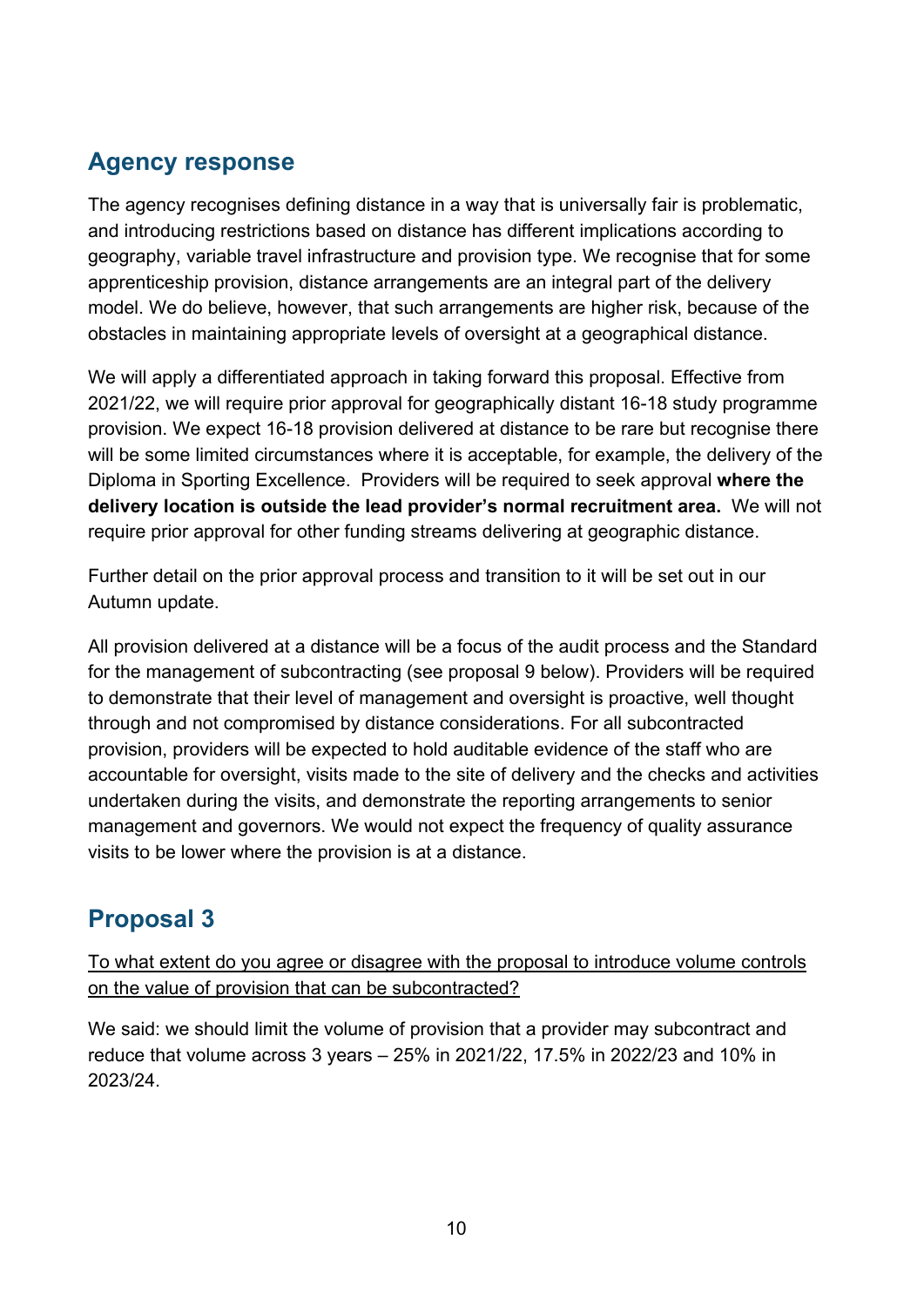## Agency response

The agency recognises defining distance in a way that is universally fair is problematic, and introducing restrictions based on distance has different implications according to geography, variable travel infrastructure and provision type. We recognise that for some apprenticeship provision, distance arrangements are an integral part of the delivery model. We do believe, however, that such arrangements are higher risk, because of the obstacles in maintaining appropriate levels of oversight at a geographical distance.

We will apply a differentiated approach in taking forward this proposal. Effective from 2021/22, we will require prior approval for geographically distant 16-18 study programme provision. We expect 16-18 provision delivered at distance to be rare but recognise there will be some limited circumstances where it is acceptable, for example, the delivery of the Diploma in Sporting Excellence. Providers will be required to seek approval **where the delivery location is outside the lead provider's normal recruitment area.** We will not require prior approval for other funding streams delivering at geographic distance.

Further detail on the prior approval process and transition to it will be set out in our Autumn update.

All provision delivered at a distance will be a focus of the audit process and the Standard for the management of subcontracting (see proposal 9 below). Providers will be required to demonstrate that their level of management and oversight is proactive, well thought through and not compromised by distance considerations. For all subcontracted provision, providers will be expected to hold auditable evidence of the staff who are accountable for oversight, visits made to the site of delivery and the checks and activities undertaken during the visits, and demonstrate the reporting arrangements to senior management and governors. We would not expect the frequency of quality assurance visits to be lower where the provision is at a distance.

## Proposal 3

<u>To what extent do you agree or disagree with the proposal to introduce volume controls on the value of provision that can be subcontracted?</u>

We said: we should limit the volume of provision that a provider may subcontract and reduce that volume across 3 years – 25% in 2021/22, 17.5% in 2022/23 and 10% in 2023/24.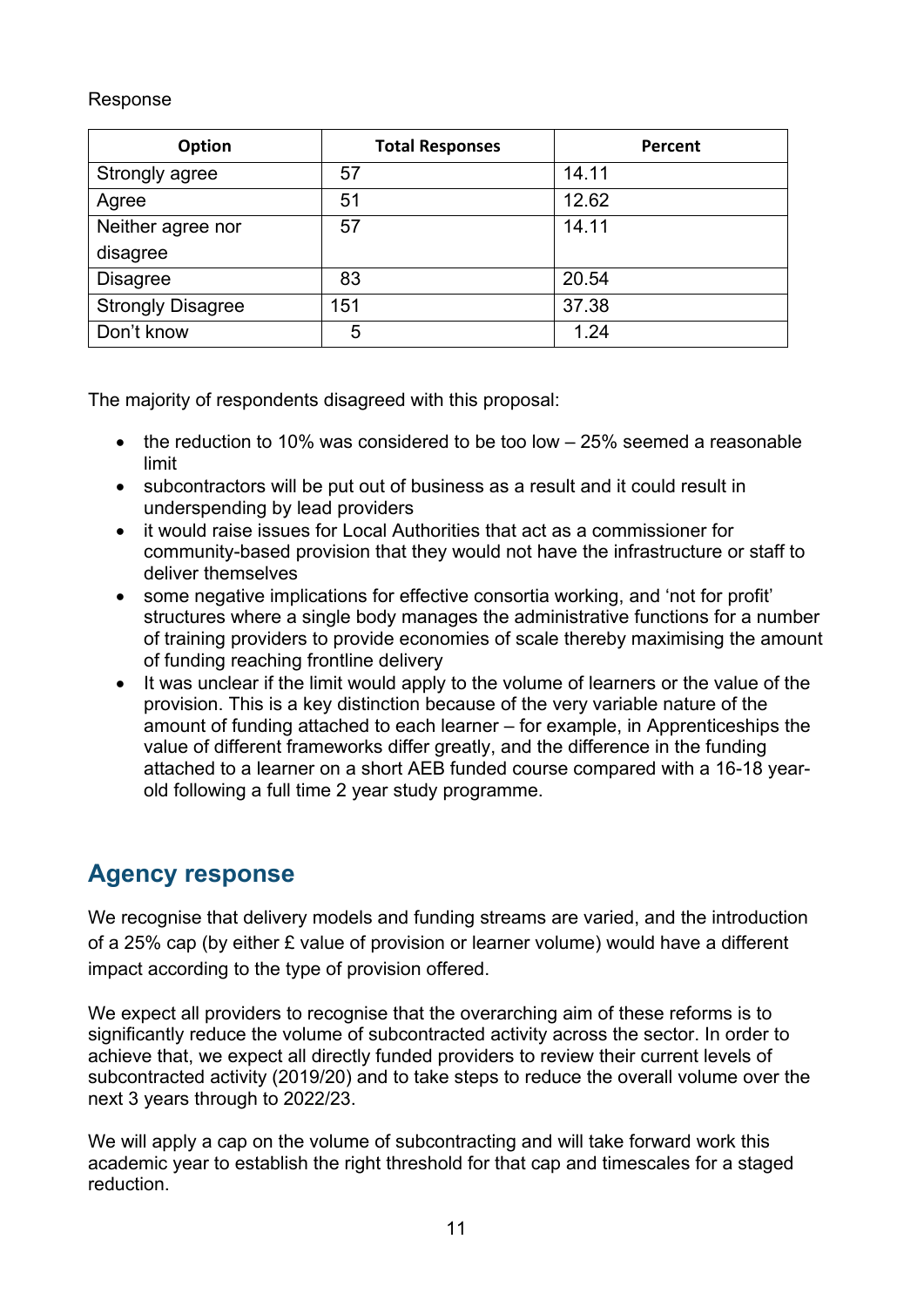Response

| Option | Total Responses | Percent |
|---|---|---|
| Strongly agree | 57 | 14.11 |
| Agree | 51 | 12.62 |
| Neither agree nor disagree | 57 | 14.11 |
| Disagree | 83 | 20.54 |
| Strongly Disagree | 151 | 37.38 |
| Don't know | 5 | 1.24 |

The majority of respondents disagreed with this proposal:

- the reduction to 10% was considered to be too low – 25% seemed a reasonable limit
- subcontractors will be put out of business as a result and it could result in underspending by lead providers
- it would raise issues for Local Authorities that act as a commissioner for community-based provision that they would not have the infrastructure or staff to deliver themselves
- some negative implications for effective consortia working, and 'not for profit' structures where a single body manages the administrative functions for a number of training providers to provide economies of scale thereby maximising the amount of funding reaching frontline delivery
- It was unclear if the limit would apply to the volume of learners or the value of the provision. This is a key distinction because of the very variable nature of the amount of funding attached to each learner – for example, in Apprenticeships the value of different frameworks differ greatly, and the difference in the funding attached to a learner on a short AEB funded course compared with a 16-18 year-old following a full time 2 year study programme.

## Agency response

We recognise that delivery models and funding streams are varied, and the introduction of a 25% cap (by either £ value of provision or learner volume) would have a different impact according to the type of provision offered.

We expect all providers to recognise that the overarching aim of these reforms is to significantly reduce the volume of subcontracted activity across the sector. In order to achieve that, we expect all directly funded providers to review their current levels of subcontracted activity (2019/20) and to take steps to reduce the overall volume over the next 3 years through to 2022/23.

We will apply a cap on the volume of subcontracting and will take forward work this academic year to establish the right threshold for that cap and timescales for a staged reduction.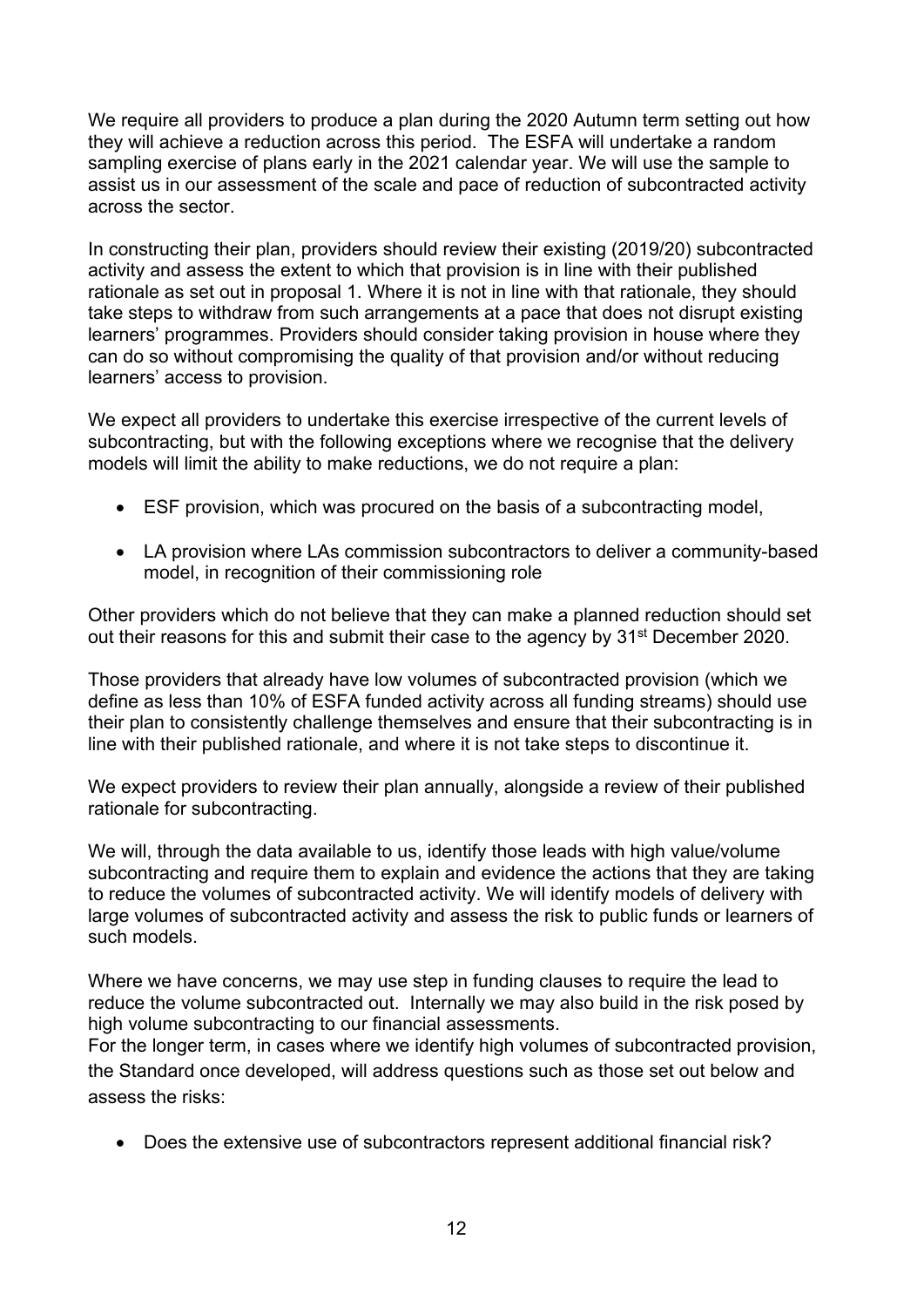We require all providers to produce a plan during the 2020 Autumn term setting out how they will achieve a reduction across this period. The ESFA will undertake a random sampling exercise of plans early in the 2021 calendar year. We will use the sample to assist us in our assessment of the scale and pace of reduction of subcontracted activity across the sector.

In constructing their plan, providers should review their existing (2019/20) subcontracted activity and assess the extent to which that provision is in line with their published rationale as set out in proposal 1. Where it is not in line with that rationale, they should take steps to withdraw from such arrangements at a pace that does not disrupt existing learners' programmes. Providers should consider taking provision in house where they can do so without compromising the quality of that provision and/or without reducing learners' access to provision.

We expect all providers to undertake this exercise irrespective of the current levels of subcontracting, but with the following exceptions where we recognise that the delivery models will limit the ability to make reductions, we do not require a plan:

- ESF provision, which was procured on the basis of a subcontracting model,
- LA provision where LAs commission subcontractors to deliver a community-based model, in recognition of their commissioning role

Other providers which do not believe that they can make a planned reduction should set out their reasons for this and submit their case to the agency by 31st December 2020.

Those providers that already have low volumes of subcontracted provision (which we define as less than 10% of ESFA funded activity across all funding streams) should use their plan to consistently challenge themselves and ensure that their subcontracting is in line with their published rationale, and where it is not take steps to discontinue it.

We expect providers to review their plan annually, alongside a review of their published rationale for subcontracting.

We will, through the data available to us, identify those leads with high value/volume subcontracting and require them to explain and evidence the actions that they are taking to reduce the volumes of subcontracted activity. We will identify models of delivery with large volumes of subcontracted activity and assess the risk to public funds or learners of such models.

Where we have concerns, we may use step in funding clauses to require the lead to reduce the volume subcontracted out. Internally we may also build in the risk posed by high volume subcontracting to our financial assessments.

For the longer term, in cases where we identify high volumes of subcontracted provision, the Standard once developed, will address questions such as those set out below and assess the risks:

- Does the extensive use of subcontractors represent additional financial risk?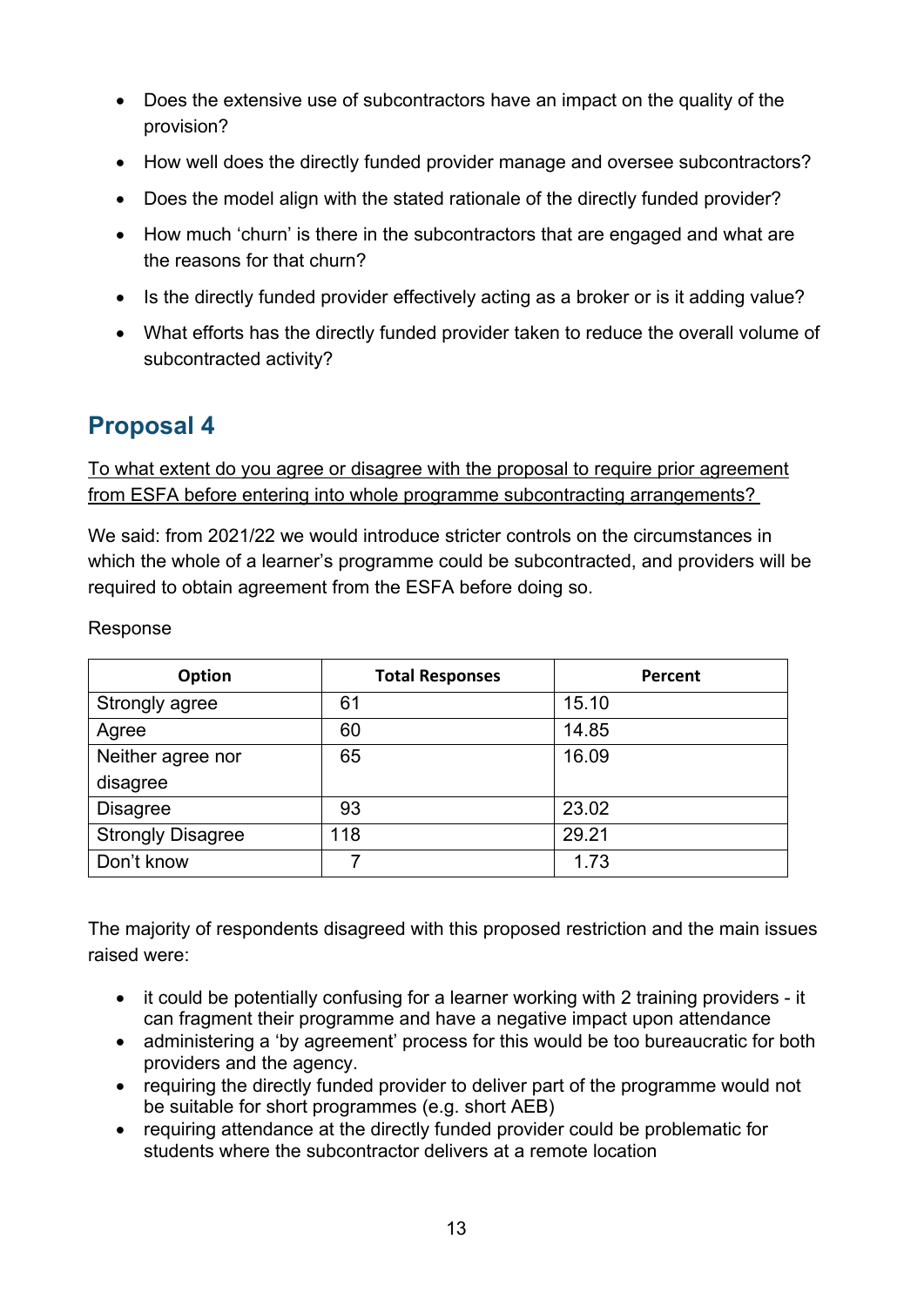- Does the extensive use of subcontractors have an impact on the quality of the provision?
- How well does the directly funded provider manage and oversee subcontractors?
- Does the model align with the stated rationale of the directly funded provider?
- How much 'churn' is there in the subcontractors that are engaged and what are the reasons for that churn?
- Is the directly funded provider effectively acting as a broker or is it adding value?
- What efforts has the directly funded provider taken to reduce the overall volume of subcontracted activity?

## Proposal 4

To what extent do you agree or disagree with the proposal to require prior agreement from ESFA before entering into whole programme subcontracting arrangements?

We said: from 2021/22 we would introduce stricter controls on the circumstances in which the whole of a learner's programme could be subcontracted, and providers will be required to obtain agreement from the ESFA before doing so.

Response

| Option | Total Responses | Percent |
|---|---|---|
| Strongly agree | 61 | 15.10 |
| Agree | 60 | 14.85 |
| Neither agree nor disagree | 65 | 16.09 |
| Disagree | 93 | 23.02 |
| Strongly Disagree | 118 | 29.21 |
| Don't know | 7 | 1.73 |

The majority of respondents disagreed with this proposed restriction and the main issues raised were:

- it could be potentially confusing for a learner working with 2 training providers - it can fragment their programme and have a negative impact upon attendance
- administering a 'by agreement' process for this would be too bureaucratic for both providers and the agency.
- requiring the directly funded provider to deliver part of the programme would not be suitable for short programmes (e.g. short AEB)
- requiring attendance at the directly funded provider could be problematic for students where the subcontractor delivers at a remote location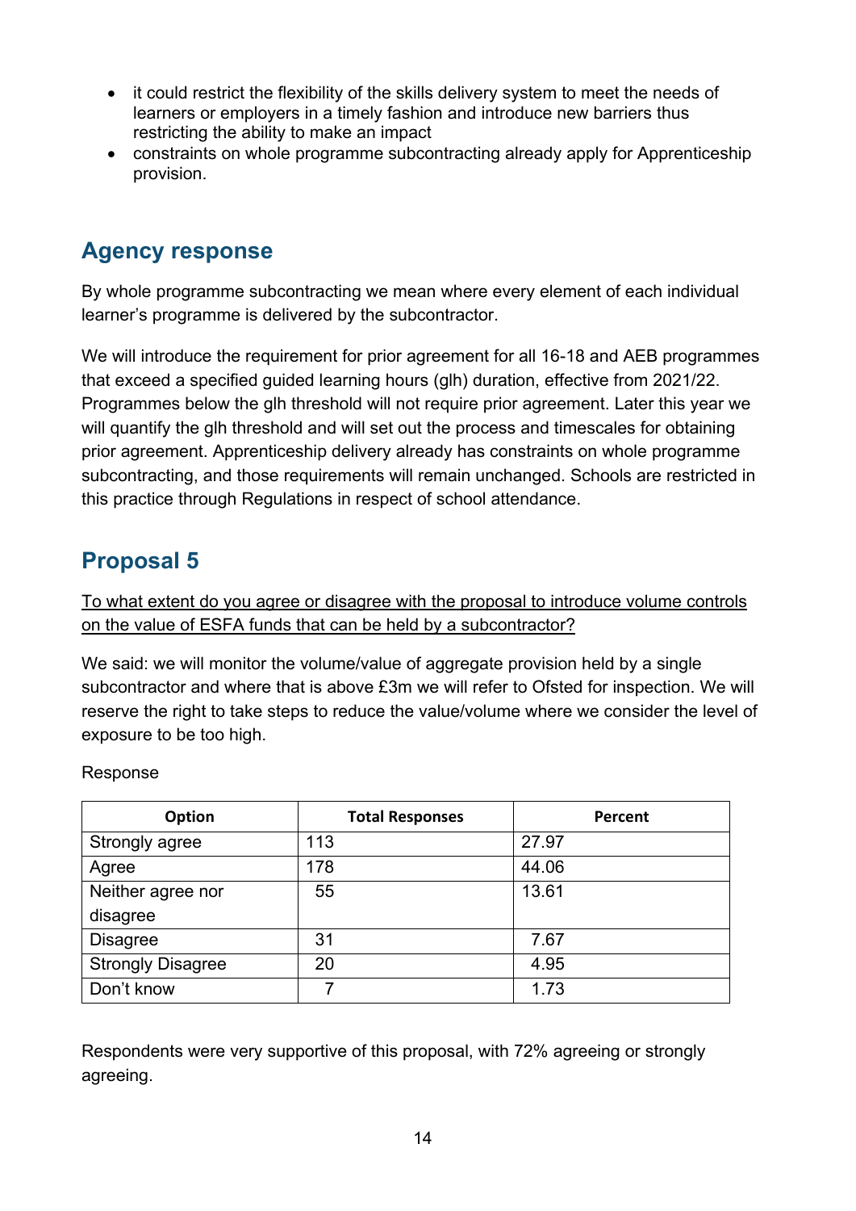- it could restrict the flexibility of the skills delivery system to meet the needs of learners or employers in a timely fashion and introduce new barriers thus restricting the ability to make an impact
- constraints on whole programme subcontracting already apply for Apprenticeship provision.

## Agency response

By whole programme subcontracting we mean where every element of each individual learner's programme is delivered by the subcontractor.

We will introduce the requirement for prior agreement for all 16-18 and AEB programmes that exceed a specified guided learning hours (glh) duration, effective from 2021/22. Programmes below the glh threshold will not require prior agreement. Later this year we will quantify the glh threshold and will set out the process and timescales for obtaining prior agreement. Apprenticeship delivery already has constraints on whole programme subcontracting, and those requirements will remain unchanged. Schools are restricted in this practice through Regulations in respect of school attendance.

## Proposal 5

To what extent do you agree or disagree with the proposal to introduce volume controls on the value of ESFA funds that can be held by a subcontractor?

We said: we will monitor the volume/value of aggregate provision held by a single subcontractor and where that is above £3m we will refer to Ofsted for inspection. We will reserve the right to take steps to reduce the value/volume where we consider the level of exposure to be too high.

Response

| Option | Total Responses | Percent |
|---|---|---|
| Strongly agree | 113 | 27.97 |
| Agree | 178 | 44.06 |
| Neither agree nor disagree | 55 | 13.61 |
| Disagree | 31 | 7.67 |
| Strongly Disagree | 20 | 4.95 |
| Don't know | 7 | 1.73 |

Respondents were very supportive of this proposal, with 72% agreeing or strongly agreeing.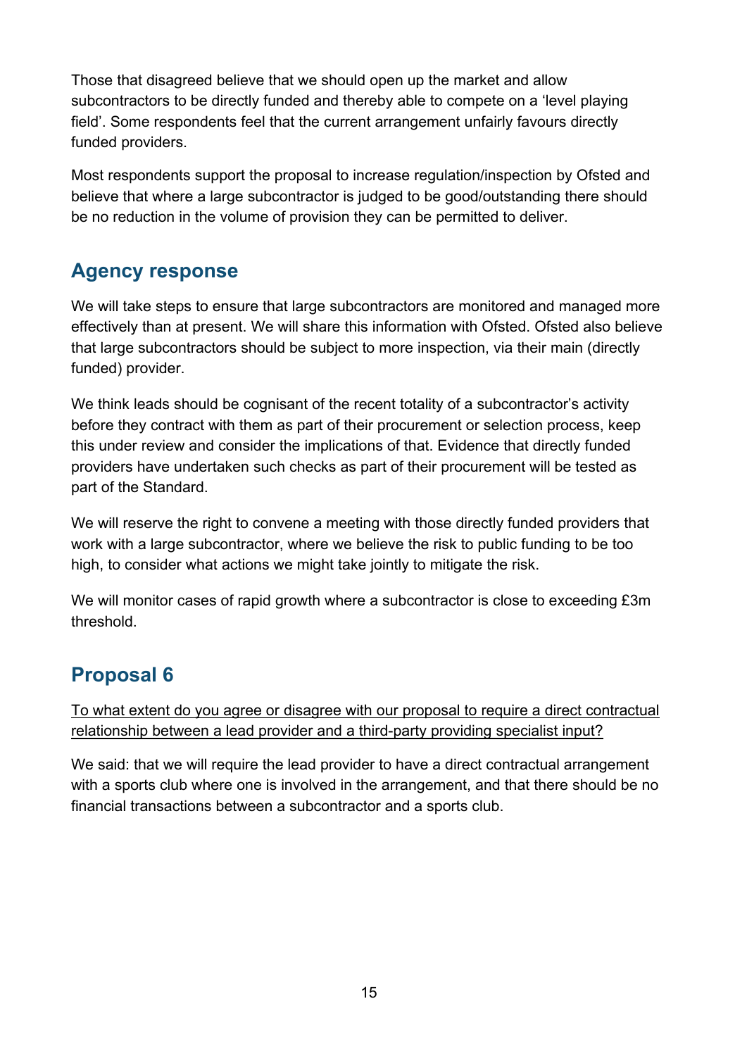Those that disagreed believe that we should open up the market and allow subcontractors to be directly funded and thereby able to compete on a 'level playing field'. Some respondents feel that the current arrangement unfairly favours directly funded providers.

Most respondents support the proposal to increase regulation/inspection by Ofsted and believe that where a large subcontractor is judged to be good/outstanding there should be no reduction in the volume of provision they can be permitted to deliver.

## Agency response

We will take steps to ensure that large subcontractors are monitored and managed more effectively than at present. We will share this information with Ofsted. Ofsted also believe that large subcontractors should be subject to more inspection, via their main (directly funded) provider.

We think leads should be cognisant of the recent totality of a subcontractor's activity before they contract with them as part of their procurement or selection process, keep this under review and consider the implications of that. Evidence that directly funded providers have undertaken such checks as part of their procurement will be tested as part of the Standard.

We will reserve the right to convene a meeting with those directly funded providers that work with a large subcontractor, where we believe the risk to public funding to be too high, to consider what actions we might take jointly to mitigate the risk.

We will monitor cases of rapid growth where a subcontractor is close to exceeding £3m threshold.

## Proposal 6

<u>To what extent do you agree or disagree with our proposal to require a direct contractual relationship between a lead provider and a third-party providing specialist input?</u>

We said: that we will require the lead provider to have a direct contractual arrangement with a sports club where one is involved in the arrangement, and that there should be no financial transactions between a subcontractor and a sports club.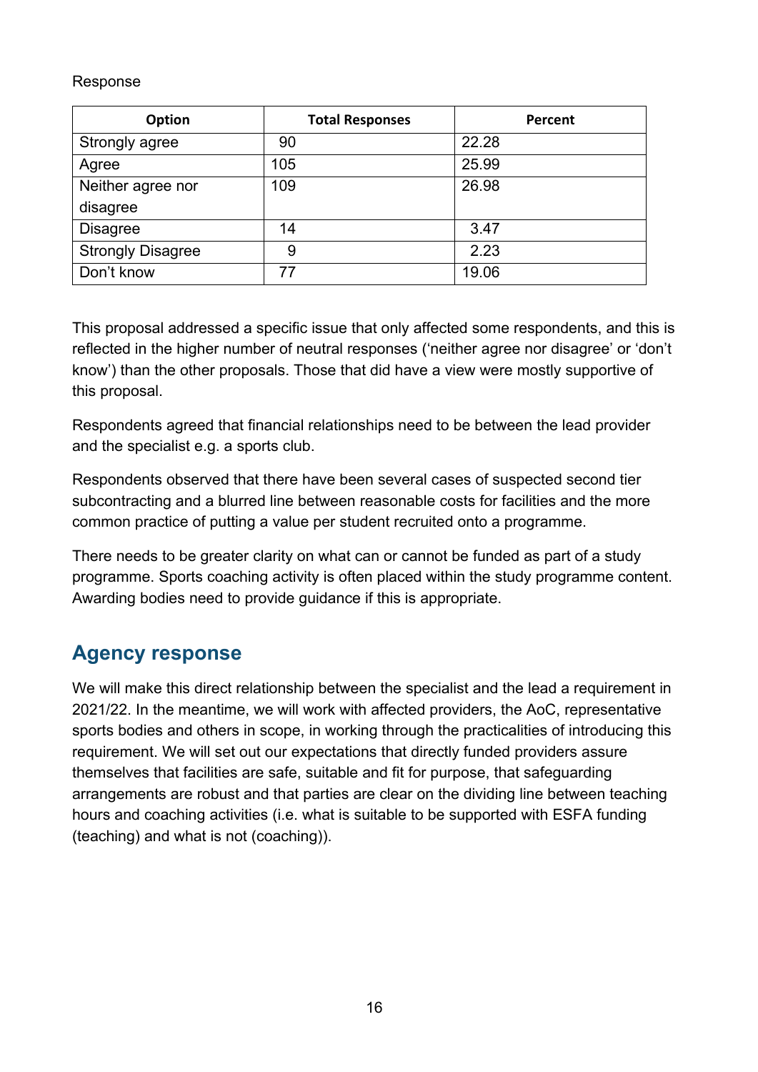Response

| Option | Total Responses | Percent |
| --- | --- | --- |
| Strongly agree | 90 | 22.28 |
| Agree | 105 | 25.99 |
| Neither agree nor disagree | 109 | 26.98 |
| Disagree | 14 | 3.47 |
| Strongly Disagree | 9 | 2.23 |
| Don't know | 77 | 19.06 |

This proposal addressed a specific issue that only affected some respondents, and this is reflected in the higher number of neutral responses ('neither agree nor disagree' or 'don't know') than the other proposals. Those that did have a view were mostly supportive of this proposal.

Respondents agreed that financial relationships need to be between the lead provider and the specialist e.g. a sports club.

Respondents observed that there have been several cases of suspected second tier subcontracting and a blurred line between reasonable costs for facilities and the more common practice of putting a value per student recruited onto a programme.

There needs to be greater clarity on what can or cannot be funded as part of a study programme. Sports coaching activity is often placed within the study programme content. Awarding bodies need to provide guidance if this is appropriate.

## Agency response

We will make this direct relationship between the specialist and the lead a requirement in 2021/22. In the meantime, we will work with affected providers, the AoC, representative sports bodies and others in scope, in working through the practicalities of introducing this requirement. We will set out our expectations that directly funded providers assure themselves that facilities are safe, suitable and fit for purpose, that safeguarding arrangements are robust and that parties are clear on the dividing line between teaching hours and coaching activities (i.e. what is suitable to be supported with ESFA funding (teaching) and what is not (coaching)).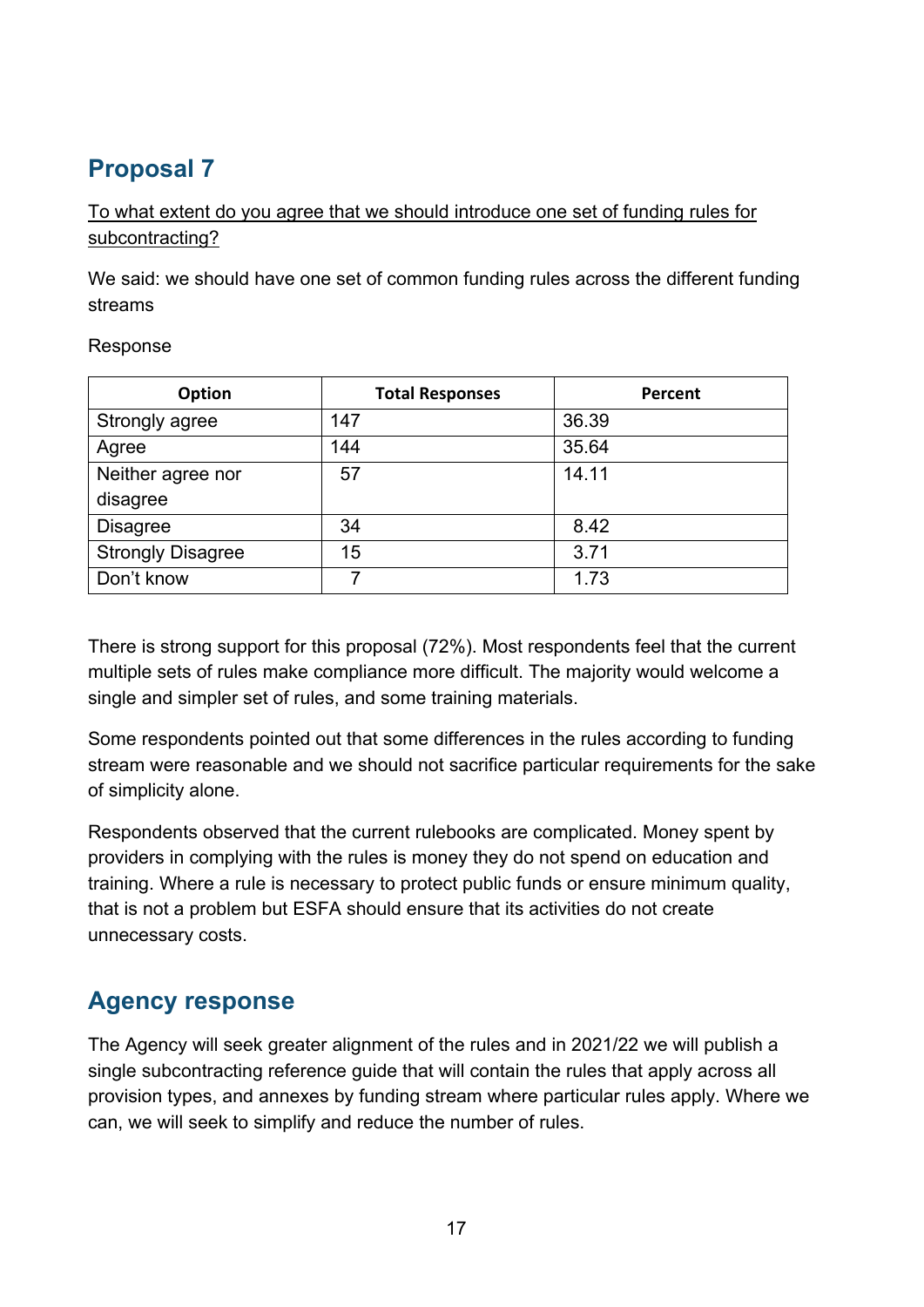## Proposal 7

To what extent do you agree that we should introduce one set of funding rules for subcontracting?

We said: we should have one set of common funding rules across the different funding streams

Response

| Option | Total Responses | Percent |
|---|---|---|
| Strongly agree | 147 | 36.39 |
| Agree | 144 | 35.64 |
| Neither agree nor disagree | 57 | 14.11 |
| Disagree | 34 | 8.42 |
| Strongly Disagree | 15 | 3.71 |
| Don't know | 7 | 1.73 |

There is strong support for this proposal (72%). Most respondents feel that the current multiple sets of rules make compliance more difficult. The majority would welcome a single and simpler set of rules, and some training materials.

Some respondents pointed out that some differences in the rules according to funding stream were reasonable and we should not sacrifice particular requirements for the sake of simplicity alone.

Respondents observed that the current rulebooks are complicated. Money spent by providers in complying with the rules is money they do not spend on education and training. Where a rule is necessary to protect public funds or ensure minimum quality, that is not a problem but ESFA should ensure that its activities do not create unnecessary costs.

## Agency response

The Agency will seek greater alignment of the rules and in 2021/22 we will publish a single subcontracting reference guide that will contain the rules that apply across all provision types, and annexes by funding stream where particular rules apply. Where we can, we will seek to simplify and reduce the number of rules.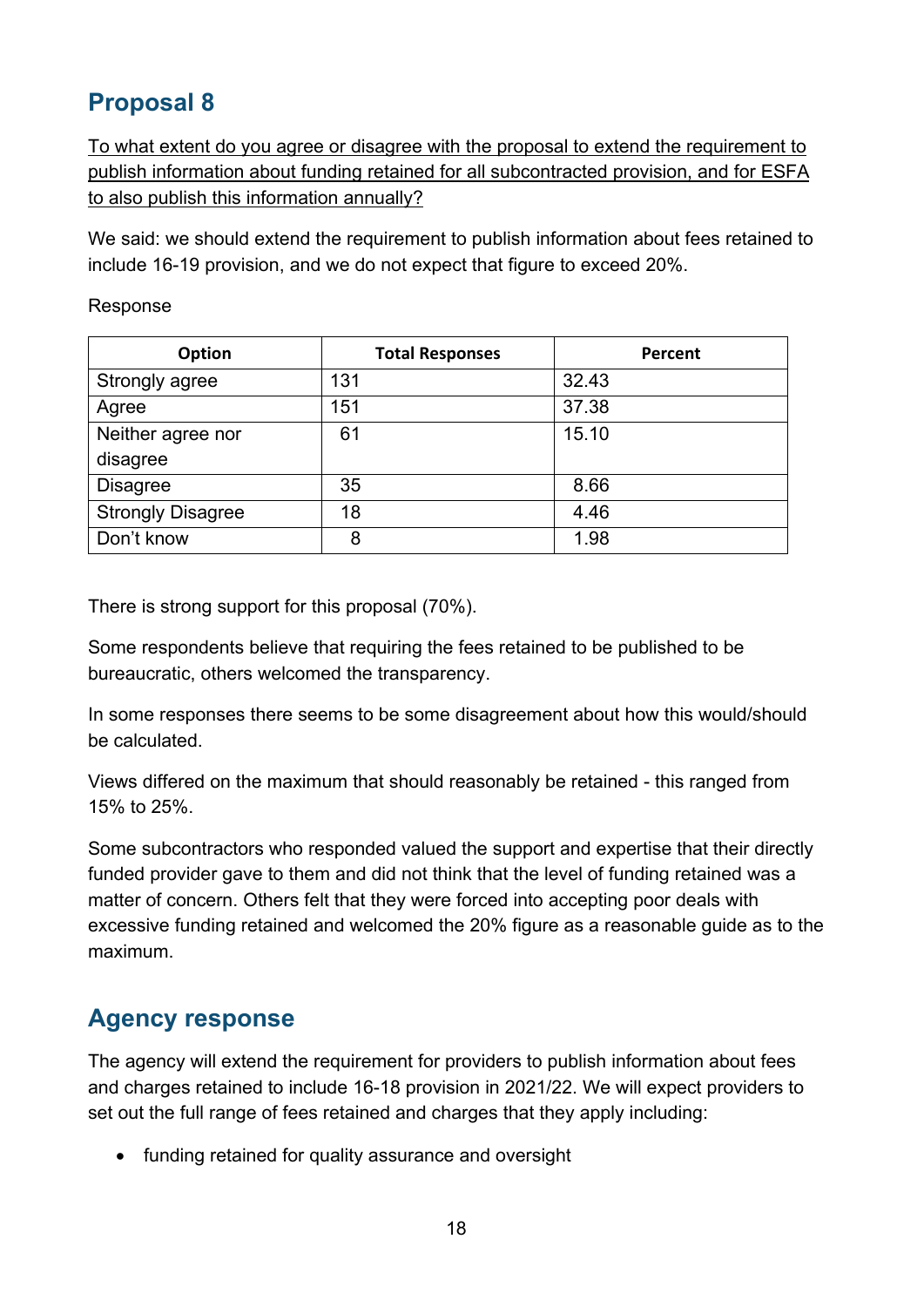## Proposal 8

To what extent do you agree or disagree with the proposal to extend the requirement to publish information about funding retained for all subcontracted provision, and for ESFA to also publish this information annually?

We said: we should extend the requirement to publish information about fees retained to include 16-19 provision, and we do not expect that figure to exceed 20%.

Response

| Option | Total Responses | Percent |
|---|---|---|
| Strongly agree | 131 | 32.43 |
| Agree | 151 | 37.38 |
| Neither agree nor disagree | 61 | 15.10 |
| Disagree | 35 | 8.66 |
| Strongly Disagree | 18 | 4.46 |
| Don't know | 8 | 1.98 |

There is strong support for this proposal (70%).

Some respondents believe that requiring the fees retained to be published to be bureaucratic, others welcomed the transparency.

In some responses there seems to be some disagreement about how this would/should be calculated.

Views differed on the maximum that should reasonably be retained - this ranged from 15% to 25%.

Some subcontractors who responded valued the support and expertise that their directly funded provider gave to them and did not think that the level of funding retained was a matter of concern. Others felt that they were forced into accepting poor deals with excessive funding retained and welcomed the 20% figure as a reasonable guide as to the maximum.

## Agency response

The agency will extend the requirement for providers to publish information about fees and charges retained to include 16-18 provision in 2021/22. We will expect providers to set out the full range of fees retained and charges that they apply including:

- funding retained for quality assurance and oversight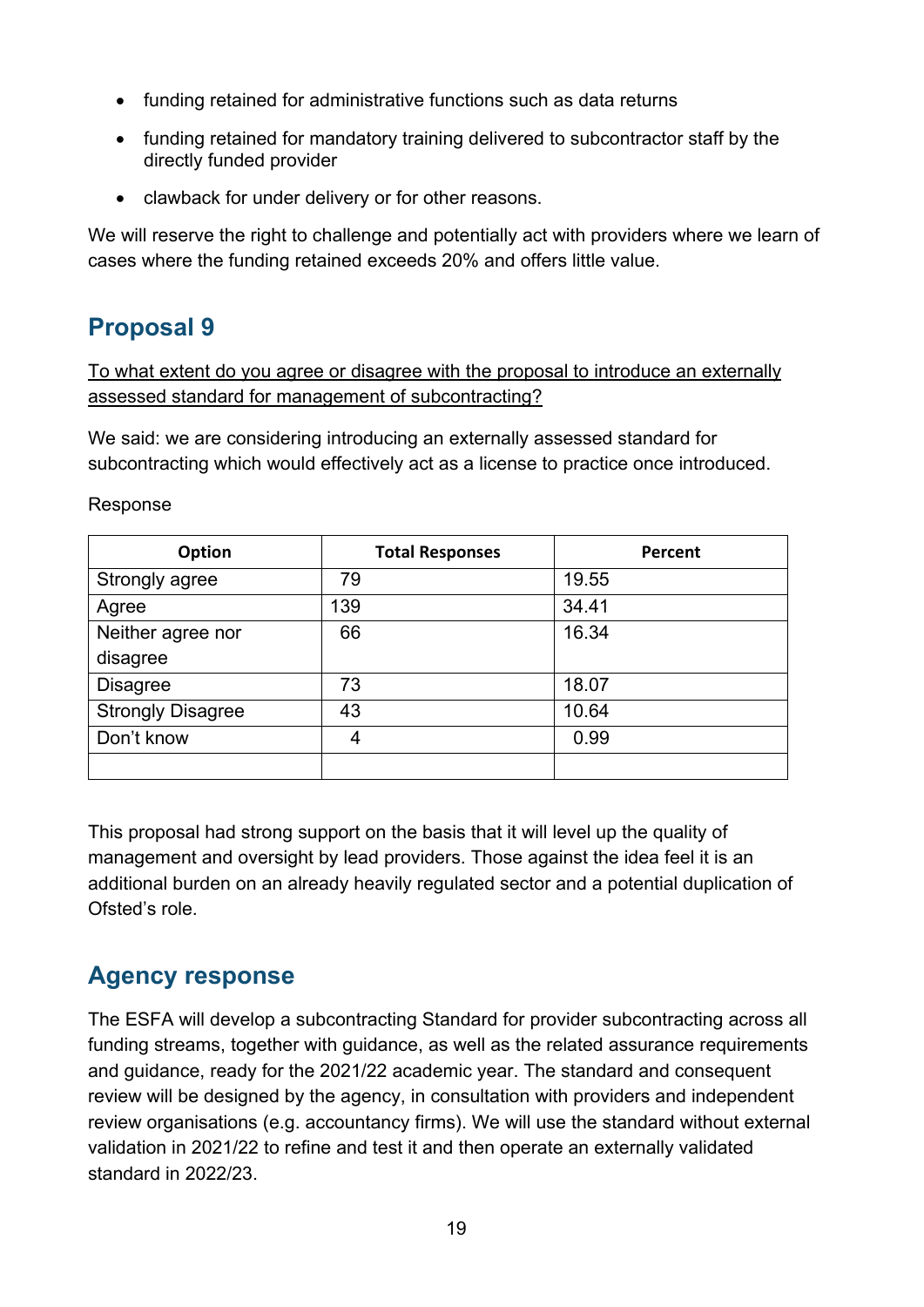- funding retained for administrative functions such as data returns
- funding retained for mandatory training delivered to subcontractor staff by the directly funded provider
- clawback for under delivery or for other reasons.

We will reserve the right to challenge and potentially act with providers where we learn of cases where the funding retained exceeds 20% and offers little value.

## Proposal 9

To what extent do you agree or disagree with the proposal to introduce an externally assessed standard for management of subcontracting?

We said: we are considering introducing an externally assessed standard for subcontracting which would effectively act as a license to practice once introduced.

Response

| Option | Total Responses | Percent |
|---|---|---|
| Strongly agree | 79 | 19.55 |
| Agree | 139 | 34.41 |
| Neither agree nor disagree | 66 | 16.34 |
| Disagree | 73 | 18.07 |
| Strongly Disagree | 43 | 10.64 |
| Don't know | 4 | 0.99 |
| | | |

This proposal had strong support on the basis that it will level up the quality of management and oversight by lead providers. Those against the idea feel it is an additional burden on an already heavily regulated sector and a potential duplication of Ofsted's role.

## Agency response

The ESFA will develop a subcontracting Standard for provider subcontracting across all funding streams, together with guidance, as well as the related assurance requirements and guidance, ready for the 2021/22 academic year. The standard and consequent review will be designed by the agency, in consultation with providers and independent review organisations (e.g. accountancy firms). We will use the standard without external validation in 2021/22 to refine and test it and then operate an externally validated standard in 2022/23.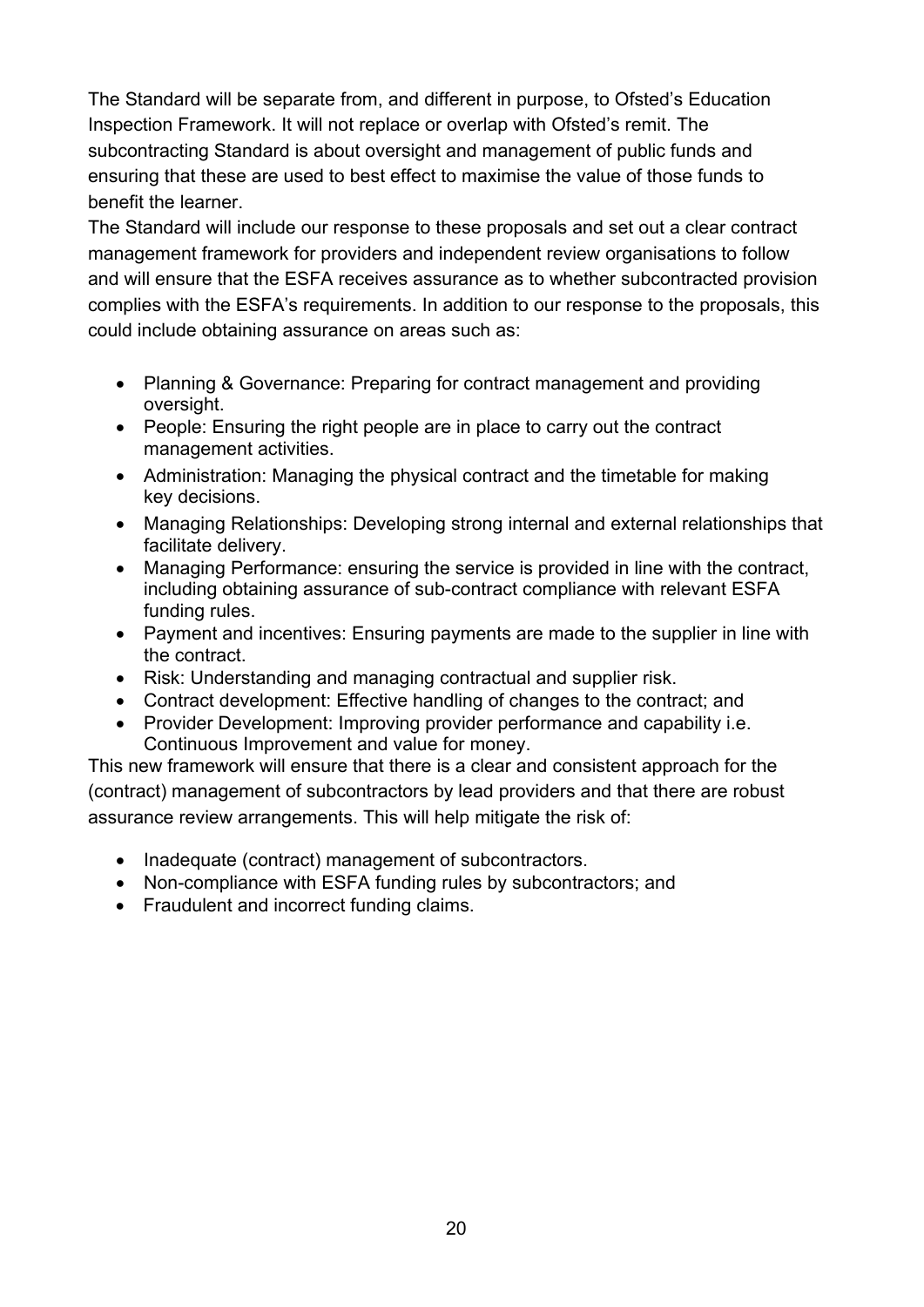The Standard will be separate from, and different in purpose, to Ofsted's Education Inspection Framework. It will not replace or overlap with Ofsted's remit. The subcontracting Standard is about oversight and management of public funds and ensuring that these are used to best effect to maximise the value of those funds to benefit the learner.

The Standard will include our response to these proposals and set out a clear contract management framework for providers and independent review organisations to follow and will ensure that the ESFA receives assurance as to whether subcontracted provision complies with the ESFA's requirements. In addition to our response to the proposals, this could include obtaining assurance on areas such as:

- Planning & Governance: Preparing for contract management and providing oversight.
- People: Ensuring the right people are in place to carry out the contract management activities.
- Administration: Managing the physical contract and the timetable for making key decisions.
- Managing Relationships: Developing strong internal and external relationships that facilitate delivery.
- Managing Performance: ensuring the service is provided in line with the contract, including obtaining assurance of sub-contract compliance with relevant ESFA funding rules.
- Payment and incentives: Ensuring payments are made to the supplier in line with the contract.
- Risk: Understanding and managing contractual and supplier risk.
- Contract development: Effective handling of changes to the contract; and
- Provider Development: Improving provider performance and capability i.e. Continuous Improvement and value for money.

This new framework will ensure that there is a clear and consistent approach for the (contract) management of subcontractors by lead providers and that there are robust assurance review arrangements. This will help mitigate the risk of:

- Inadequate (contract) management of subcontractors.
- Non-compliance with ESFA funding rules by subcontractors; and
- Fraudulent and incorrect funding claims.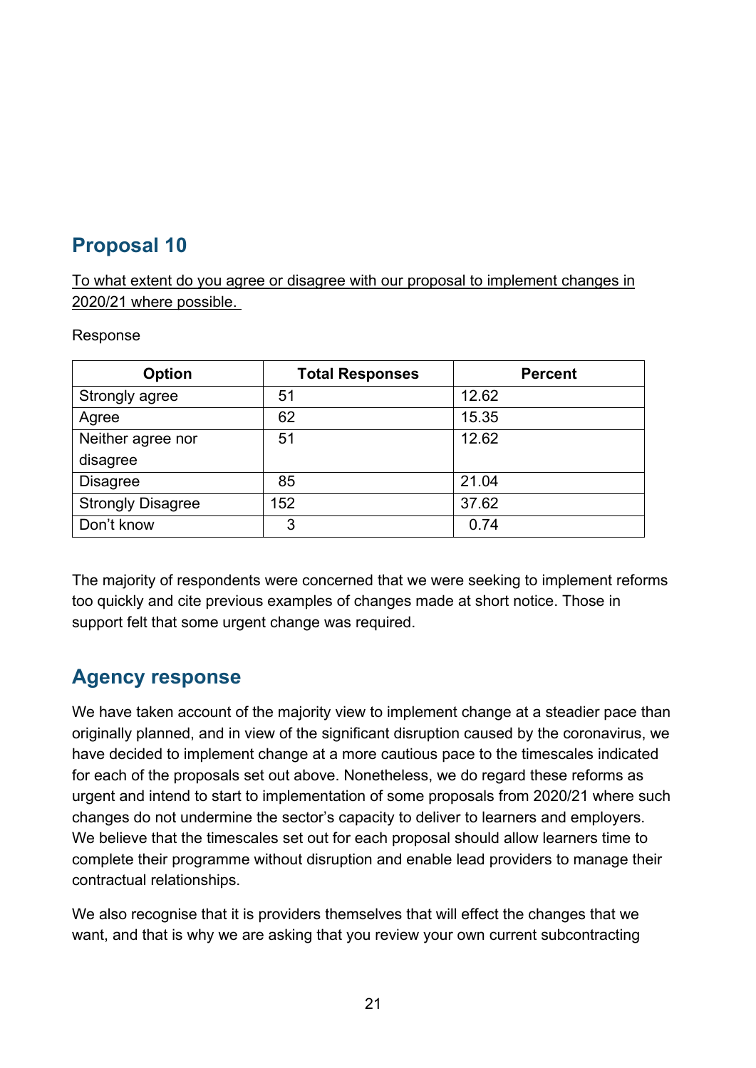## Proposal 10

To what extent do you agree or disagree with our proposal to implement changes in 2020/21 where possible.

Response

| Option | Total Responses | Percent |
|---|---|---|
| Strongly agree | 51 | 12.62 |
| Agree | 62 | 15.35 |
| Neither agree nor disagree | 51 | 12.62 |
| Disagree | 85 | 21.04 |
| Strongly Disagree | 152 | 37.62 |
| Don't know | 3 | 0.74 |

The majority of respondents were concerned that we were seeking to implement reforms too quickly and cite previous examples of changes made at short notice. Those in support felt that some urgent change was required.

## Agency response

We have taken account of the majority view to implement change at a steadier pace than originally planned, and in view of the significant disruption caused by the coronavirus, we have decided to implement change at a more cautious pace to the timescales indicated for each of the proposals set out above. Nonetheless, we do regard these reforms as urgent and intend to start to implementation of some proposals from 2020/21 where such changes do not undermine the sector's capacity to deliver to learners and employers. We believe that the timescales set out for each proposal should allow learners time to complete their programme without disruption and enable lead providers to manage their contractual relationships.

We also recognise that it is providers themselves that will effect the changes that we want, and that is why we are asking that you review your own current subcontracting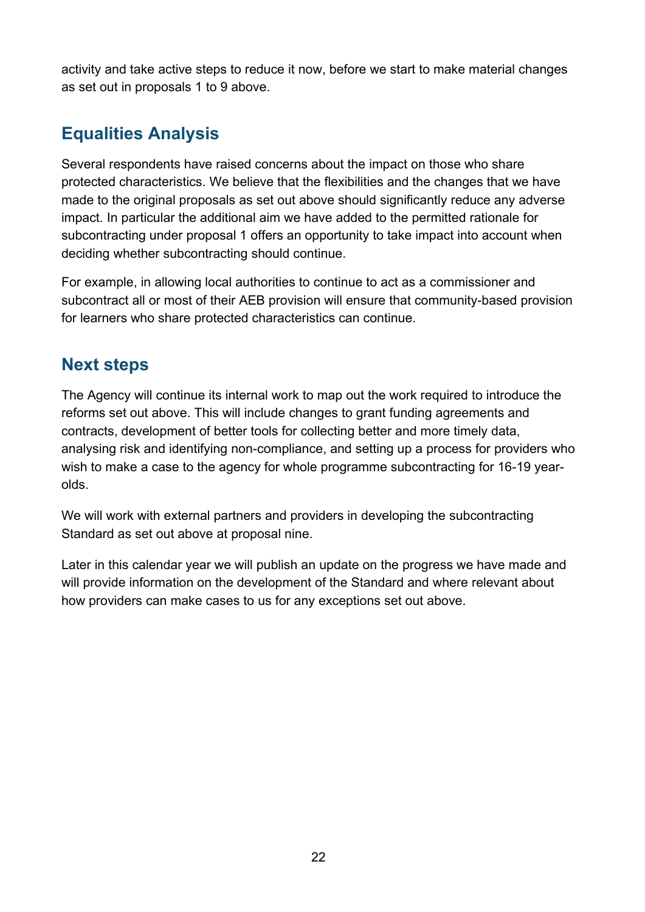activity and take active steps to reduce it now, before we start to make material changes as set out in proposals 1 to 9 above.

## Equalities Analysis

Several respondents have raised concerns about the impact on those who share protected characteristics. We believe that the flexibilities and the changes that we have made to the original proposals as set out above should significantly reduce any adverse impact. In particular the additional aim we have added to the permitted rationale for subcontracting under proposal 1 offers an opportunity to take impact into account when deciding whether subcontracting should continue.

For example, in allowing local authorities to continue to act as a commissioner and subcontract all or most of their AEB provision will ensure that community-based provision for learners who share protected characteristics can continue.

## Next steps

The Agency will continue its internal work to map out the work required to introduce the reforms set out above. This will include changes to grant funding agreements and contracts, development of better tools for collecting better and more timely data, analysing risk and identifying non-compliance, and setting up a process for providers who wish to make a case to the agency for whole programme subcontracting for 16-19 year-olds.

We will work with external partners and providers in developing the subcontracting Standard as set out above at proposal nine.

Later in this calendar year we will publish an update on the progress we have made and will provide information on the development of the Standard and where relevant about how providers can make cases to us for any exceptions set out above.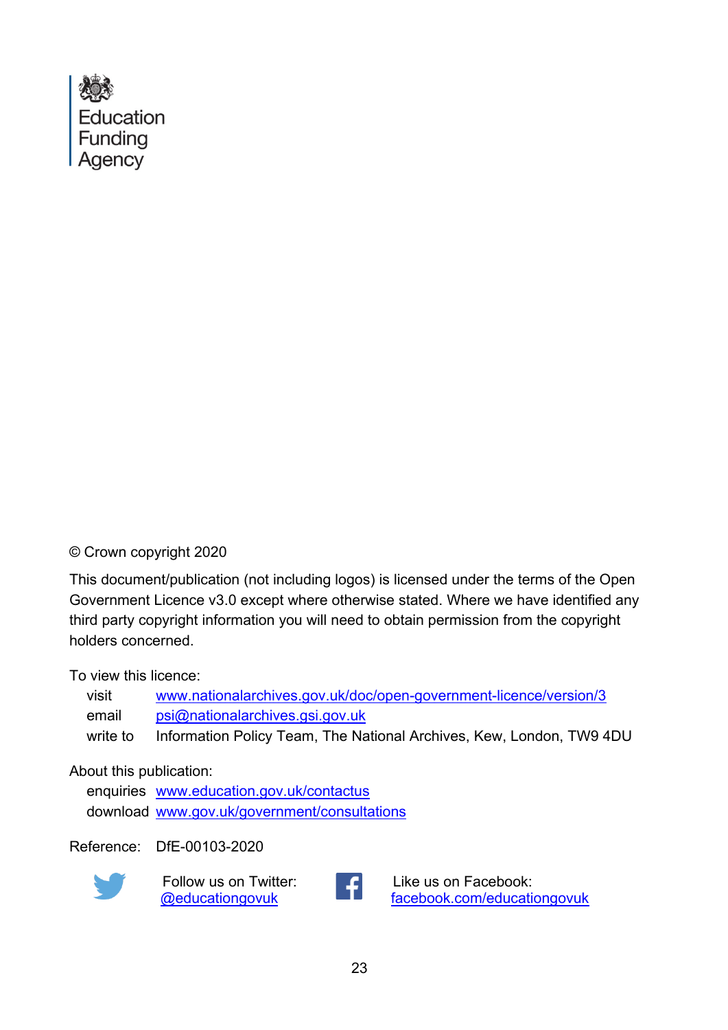Education
Funding
Agency

© Crown copyright 2020

This document/publication (not including logos) is licensed under the terms of the Open Government Licence v3.0 except where otherwise stated. Where we have identified any third party copyright information you will need to obtain permission from the copyright holders concerned.

To view this licence:

| | |
|---|---|
| visit | www.nationalarchives.gov.uk/doc/open-government-licence/version/3 |
| email | psi@nationalarchives.gsi.gov.uk |
| write to | Information Policy Team, The National Archives, Kew, London, TW9 4DU |

About this publication:

| | |
|---|---|
| enquiries | www.education.gov.uk/contactus |
| download | www.gov.uk/government/consultations |

Reference: DfE-00103-2020

Follow us on Twitter:
@educationgovuk

Like us on Facebook:
facebook.com/educationgovuk